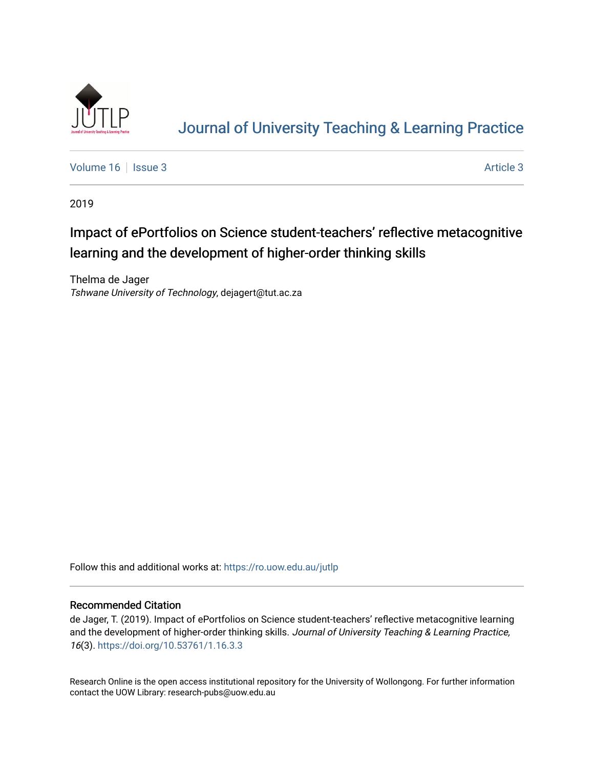# Journal of University Teaching & Learning Practice

Volume 16 | Issue 3 | Article 3

2019

## Impact of ePortfolios on Science student-teachers' reflective metacognitive learning and the development of higher-order thinking skills

Thelma de Jager
*Tshwane University of Technology*, dejagert@tut.ac.za

Follow this and additional works at: https://ro.uow.edu.au/jutlp

### Recommended Citation

de Jager, T. (2019). Impact of ePortfolios on Science student-teachers' reflective metacognitive learning and the development of higher-order thinking skills. *Journal of University Teaching & Learning Practice, 16*(3). https://doi.org/10.53761/1.16.3.3

Research Online is the open access institutional repository for the University of Wollongong. For further information contact the UOW Library: research-pubs@uow.edu.au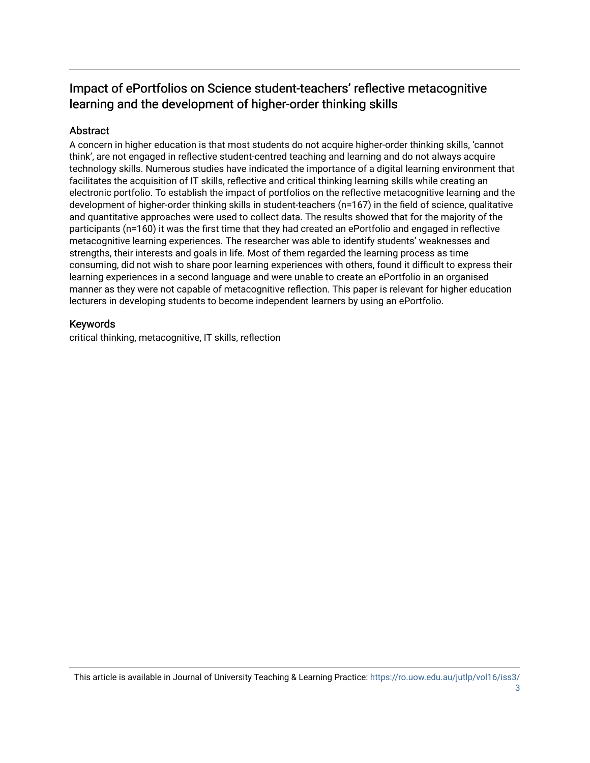# Impact of ePortfolios on Science student-teachers' reflective metacognitive learning and the development of higher-order thinking skills

## Abstract

A concern in higher education is that most students do not acquire higher-order thinking skills, 'cannot think', are not engaged in reflective student-centred teaching and learning and do not always acquire technology skills. Numerous studies have indicated the importance of a digital learning environment that facilitates the acquisition of IT skills, reflective and critical thinking learning skills while creating an electronic portfolio. To establish the impact of portfolios on the reflective metacognitive learning and the development of higher-order thinking skills in student-teachers (n=167) in the field of science, qualitative and quantitative approaches were used to collect data. The results showed that for the majority of the participants (n=160) it was the first time that they had created an ePortfolio and engaged in reflective metacognitive learning experiences. The researcher was able to identify students' weaknesses and strengths, their interests and goals in life. Most of them regarded the learning process as time consuming, did not wish to share poor learning experiences with others, found it difficult to express their learning experiences in a second language and were unable to create an ePortfolio in an organised manner as they were not capable of metacognitive reflection. This paper is relevant for higher education lecturers in developing students to become independent learners by using an ePortfolio.

## Keywords

critical thinking, metacognitive, IT skills, reflection

This article is available in Journal of University Teaching & Learning Practice: https://ro.uow.edu.au/jutlp/vol16/iss3/3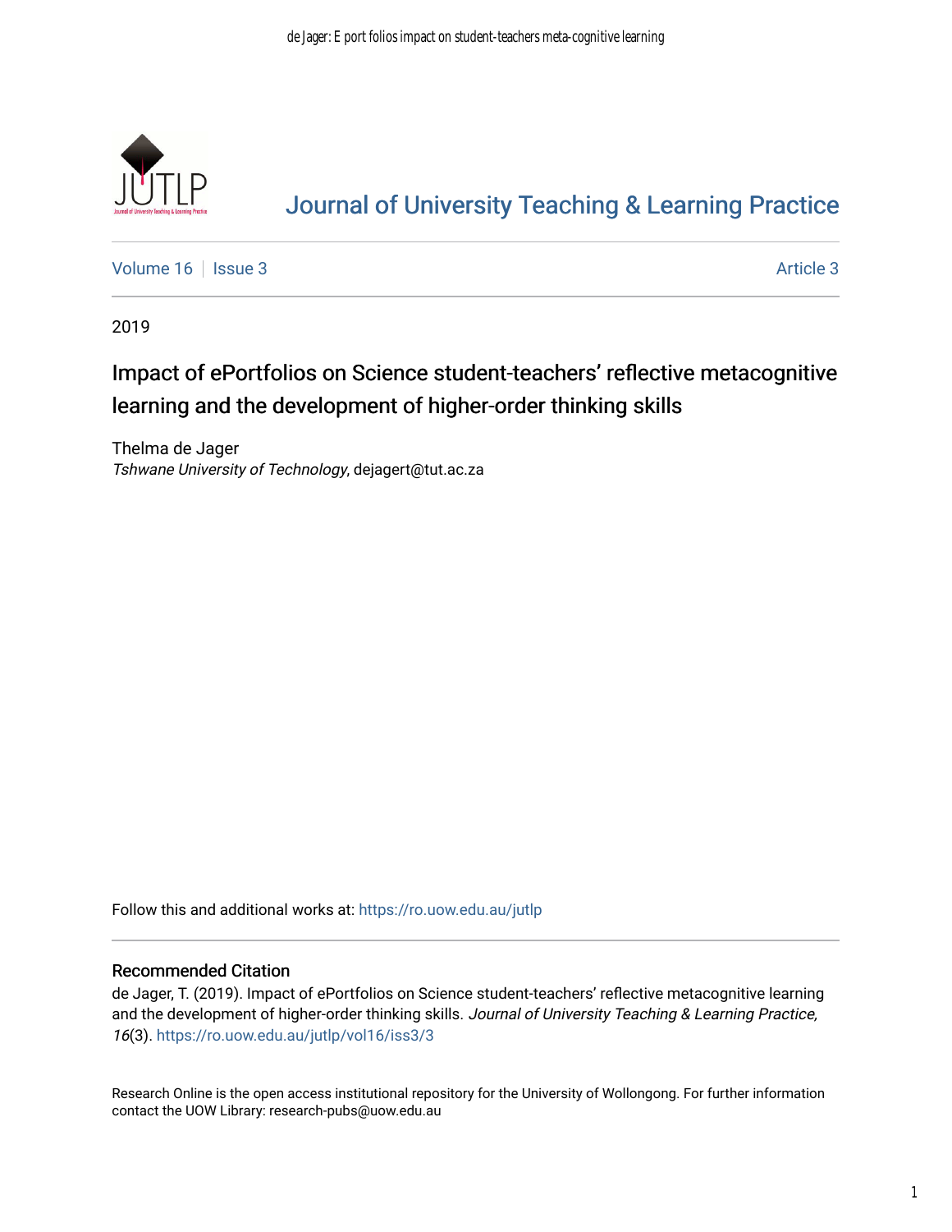# Journal of University Teaching & Learning Practice

Volume 16 | Issue 3 | Article 3

2019

## Impact of ePortfolios on Science student-teachers' reflective metacognitive learning and the development of higher-order thinking skills

Thelma de Jager
*Tshwane University of Technology*, dejagert@tut.ac.za

Follow this and additional works at: https://ro.uow.edu.au/jutlp

### Recommended Citation

de Jager, T. (2019). Impact of ePortfolios on Science student-teachers' reflective metacognitive learning and the development of higher-order thinking skills. *Journal of University Teaching & Learning Practice, 16*(3). https://ro.uow.edu.au/jutlp/vol16/iss3/3

Research Online is the open access institutional repository for the University of Wollongong. For further information contact the UOW Library: research-pubs@uow.edu.au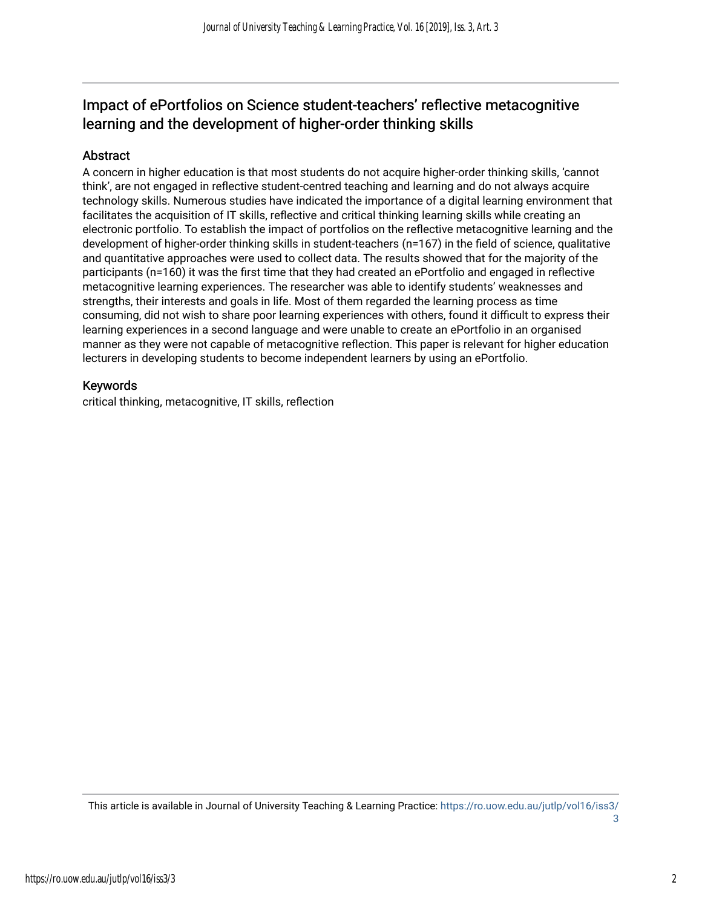# Impact of ePortfolios on Science student-teachers' reflective metacognitive learning and the development of higher-order thinking skills

## Abstract

A concern in higher education is that most students do not acquire higher-order thinking skills, 'cannot think', are not engaged in reflective student-centred teaching and learning and do not always acquire technology skills. Numerous studies have indicated the importance of a digital learning environment that facilitates the acquisition of IT skills, reflective and critical thinking learning skills while creating an electronic portfolio. To establish the impact of portfolios on the reflective metacognitive learning and the development of higher-order thinking skills in student-teachers (n=167) in the field of science, qualitative and quantitative approaches were used to collect data. The results showed that for the majority of the participants (n=160) it was the first time that they had created an ePortfolio and engaged in reflective metacognitive learning experiences. The researcher was able to identify students' weaknesses and strengths, their interests and goals in life. Most of them regarded the learning process as time consuming, did not wish to share poor learning experiences with others, found it difficult to express their learning experiences in a second language and were unable to create an ePortfolio in an organised manner as they were not capable of metacognitive reflection. This paper is relevant for higher education lecturers in developing students to become independent learners by using an ePortfolio.

## Keywords

critical thinking, metacognitive, IT skills, reflection

This article is available in Journal of University Teaching & Learning Practice: https://ro.uow.edu.au/jutlp/vol16/iss3/3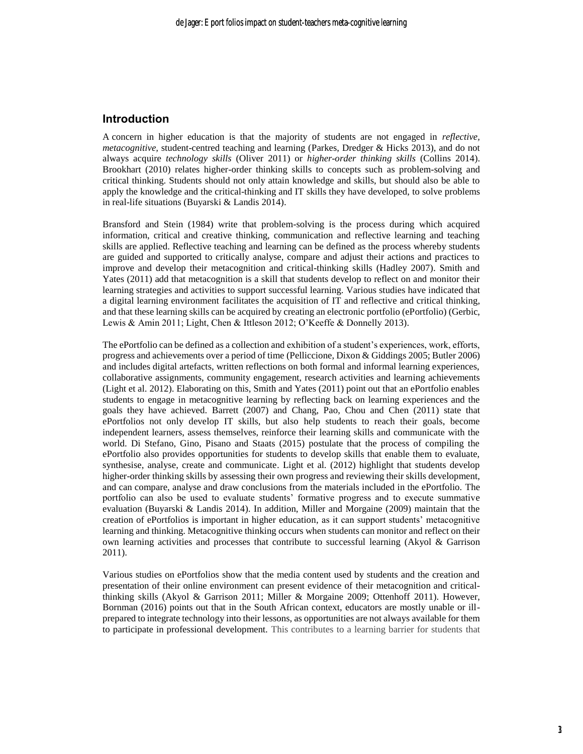## Introduction

A concern in higher education is that the majority of students are not engaged in *reflective, metacognitive,* student-centred teaching and learning (Parkes, Dredger & Hicks 2013), and do not always acquire *technology skills* (Oliver 2011) or *higher-order thinking skills* (Collins 2014). Brookhart (2010) relates higher-order thinking skills to concepts such as problem-solving and critical thinking. Students should not only attain knowledge and skills, but should also be able to apply the knowledge and the critical-thinking and IT skills they have developed, to solve problems in real-life situations (Buyarski & Landis 2014).

Bransford and Stein (1984) write that problem-solving is the process during which acquired information, critical and creative thinking, communication and reflective learning and teaching skills are applied. Reflective teaching and learning can be defined as the process whereby students are guided and supported to critically analyse, compare and adjust their actions and practices to improve and develop their metacognition and critical-thinking skills (Hadley 2007). Smith and Yates (2011) add that metacognition is a skill that students develop to reflect on and monitor their learning strategies and activities to support successful learning. Various studies have indicated that a digital learning environment facilitates the acquisition of IT and reflective and critical thinking, and that these learning skills can be acquired by creating an electronic portfolio (ePortfolio) (Gerbic, Lewis & Amin 2011; Light, Chen & Ittleson 2012; O'Keeffe & Donnelly 2013).

The ePortfolio can be defined as a collection and exhibition of a student's experiences, work, efforts, progress and achievements over a period of time (Pelliccione, Dixon & Giddings 2005; Butler 2006) and includes digital artefacts, written reflections on both formal and informal learning experiences, collaborative assignments, community engagement, research activities and learning achievements (Light et al. 2012). Elaborating on this, Smith and Yates (2011) point out that an ePortfolio enables students to engage in metacognitive learning by reflecting back on learning experiences and the goals they have achieved. Barrett (2007) and Chang, Pao, Chou and Chen (2011) state that ePortfolios not only develop IT skills, but also help students to reach their goals, become independent learners, assess themselves, reinforce their learning skills and communicate with the world. Di Stefano, Gino, Pisano and Staats (2015) postulate that the process of compiling the ePortfolio also provides opportunities for students to develop skills that enable them to evaluate, synthesise, analyse, create and communicate. Light et al. (2012) highlight that students develop higher-order thinking skills by assessing their own progress and reviewing their skills development, and can compare, analyse and draw conclusions from the materials included in the ePortfolio. The portfolio can also be used to evaluate students' formative progress and to execute summative evaluation (Buyarski & Landis 2014). In addition, Miller and Morgaine (2009) maintain that the creation of ePortfolios is important in higher education, as it can support students' metacognitive learning and thinking. Metacognitive thinking occurs when students can monitor and reflect on their own learning activities and processes that contribute to successful learning (Akyol & Garrison 2011).

Various studies on ePortfolios show that the media content used by students and the creation and presentation of their online environment can present evidence of their metacognition and critical-thinking skills (Akyol & Garrison 2011; Miller & Morgaine 2009; Ottenhoff 2011). However, Bornman (2016) points out that in the South African context, educators are mostly unable or ill-prepared to integrate technology into their lessons, as opportunities are not always available for them to participate in professional development. This contributes to a learning barrier for students that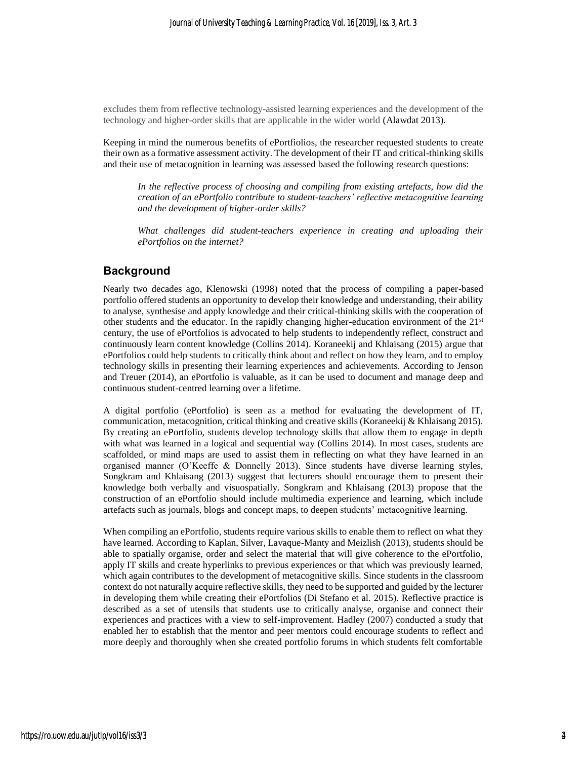excludes them from reflective technology-assisted learning experiences and the development of the technology and higher-order skills that are applicable in the wider world (Alawdat 2013).

Keeping in mind the numerous benefits of ePortfiolios, the researcher requested students to create their own as a formative assessment activity. The development of their IT and critical-thinking skills and their use of metacognition in learning was assessed based the following research questions:

> *In the reflective process of choosing and compiling from existing artefacts, how did the creation of an ePortfolio contribute to student-teachers' reflective metacognitive learning and the development of higher-order skills?*
>
> *What challenges did student-teachers experience in creating and uploading their ePortfolios on the internet?*

## Background

Nearly two decades ago, Klenowski (1998) noted that the process of compiling a paper-based portfolio offered students an opportunity to develop their knowledge and understanding, their ability to analyse, synthesise and apply knowledge and their critical-thinking skills with the cooperation of other students and the educator. In the rapidly changing higher-education environment of the 21st century, the use of ePortfolios is advocated to help students to independently reflect, construct and continuously learn content knowledge (Collins 2014). Koraneekij and Khlaisang (2015) argue that ePortfolios could help students to critically think about and reflect on how they learn, and to employ technology skills in presenting their learning experiences and achievements. According to Jenson and Treuer (2014), an ePortfolio is valuable, as it can be used to document and manage deep and continuous student-centred learning over a lifetime.

A digital portfolio (ePortfolio) is seen as a method for evaluating the development of IT, communication, metacognition, critical thinking and creative skills (Koraneekij & Khlaisang 2015). By creating an ePortfolio, students develop technology skills that allow them to engage in depth with what was learned in a logical and sequential way (Collins 2014). In most cases, students are scaffolded, or mind maps are used to assist them in reflecting on what they have learned in an organised manner (O'Keeffe & Donnelly 2013). Since students have diverse learning styles, Songkram and Khlaisang (2013) suggest that lecturers should encourage them to present their knowledge both verbally and visuospatially. Songkram and Khlaisang (2013) propose that the construction of an ePortfolio should include multimedia experience and learning, which include artefacts such as journals, blogs and concept maps, to deepen students' metacognitive learning.

When compiling an ePortfolio, students require various skills to enable them to reflect on what they have learned. According to Kaplan, Silver, Lavaque-Manty and Meizlish (2013), students should be able to spatially organise, order and select the material that will give coherence to the ePortfolio, apply IT skills and create hyperlinks to previous experiences or that which was previously learned, which again contributes to the development of metacognitive skills. Since students in the classroom context do not naturally acquire reflective skills, they need to be supported and guided by the lecturer in developing them while creating their ePortfolios (Di Stefano et al. 2015). Reflective practice is described as a set of utensils that students use to critically analyse, organise and connect their experiences and practices with a view to self-improvement. Hadley (2007) conducted a study that enabled her to establish that the mentor and peer mentors could encourage students to reflect and more deeply and thoroughly when she created portfolio forums in which students felt comfortable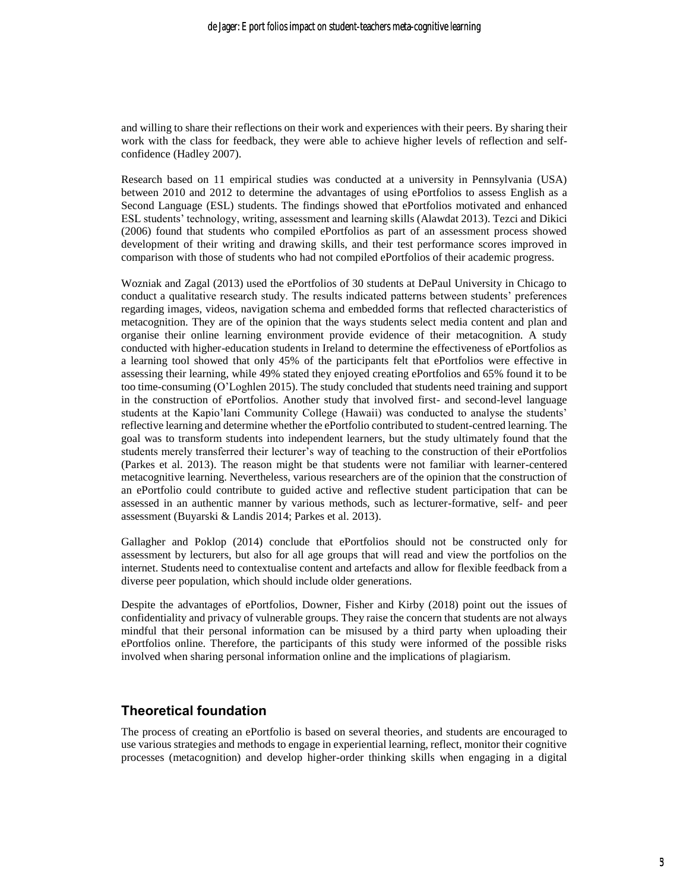and willing to share their reflections on their work and experiences with their peers. By sharing their work with the class for feedback, they were able to achieve higher levels of reflection and self-confidence (Hadley 2007).

Research based on 11 empirical studies was conducted at a university in Pennsylvania (USA) between 2010 and 2012 to determine the advantages of using ePortfolios to assess English as a Second Language (ESL) students. The findings showed that ePortfolios motivated and enhanced ESL students' technology, writing, assessment and learning skills (Alawdat 2013). Tezci and Dikici (2006) found that students who compiled ePortfolios as part of an assessment process showed development of their writing and drawing skills, and their test performance scores improved in comparison with those of students who had not compiled ePortfolios of their academic progress.

Wozniak and Zagal (2013) used the ePortfolios of 30 students at DePaul University in Chicago to conduct a qualitative research study. The results indicated patterns between students' preferences regarding images, videos, navigation schema and embedded forms that reflected characteristics of metacognition. They are of the opinion that the ways students select media content and plan and organise their online learning environment provide evidence of their metacognition. A study conducted with higher-education students in Ireland to determine the effectiveness of ePortfolios as a learning tool showed that only 45% of the participants felt that ePortfolios were effective in assessing their learning, while 49% stated they enjoyed creating ePortfolios and 65% found it to be too time-consuming (O'Loghlen 2015). The study concluded that students need training and support in the construction of ePortfolios. Another study that involved first- and second-level language students at the Kapio'lani Community College (Hawaii) was conducted to analyse the students' reflective learning and determine whether the ePortfolio contributed to student-centred learning. The goal was to transform students into independent learners, but the study ultimately found that the students merely transferred their lecturer's way of teaching to the construction of their ePortfolios (Parkes et al. 2013). The reason might be that students were not familiar with learner-centered metacognitive learning. Nevertheless, various researchers are of the opinion that the construction of an ePortfolio could contribute to guided active and reflective student participation that can be assessed in an authentic manner by various methods, such as lecturer-formative, self- and peer assessment (Buyarski & Landis 2014; Parkes et al. 2013).

Gallagher and Poklop (2014) conclude that ePortfolios should not be constructed only for assessment by lecturers, but also for all age groups that will read and view the portfolios on the internet. Students need to contextualise content and artefacts and allow for flexible feedback from a diverse peer population, which should include older generations.

Despite the advantages of ePortfolios, Downer, Fisher and Kirby (2018) point out the issues of confidentiality and privacy of vulnerable groups. They raise the concern that students are not always mindful that their personal information can be misused by a third party when uploading their ePortfolios online. Therefore, the participants of this study were informed of the possible risks involved when sharing personal information online and the implications of plagiarism.

## Theoretical foundation

The process of creating an ePortfolio is based on several theories, and students are encouraged to use various strategies and methods to engage in experiential learning, reflect, monitor their cognitive processes (metacognition) and develop higher-order thinking skills when engaging in a digital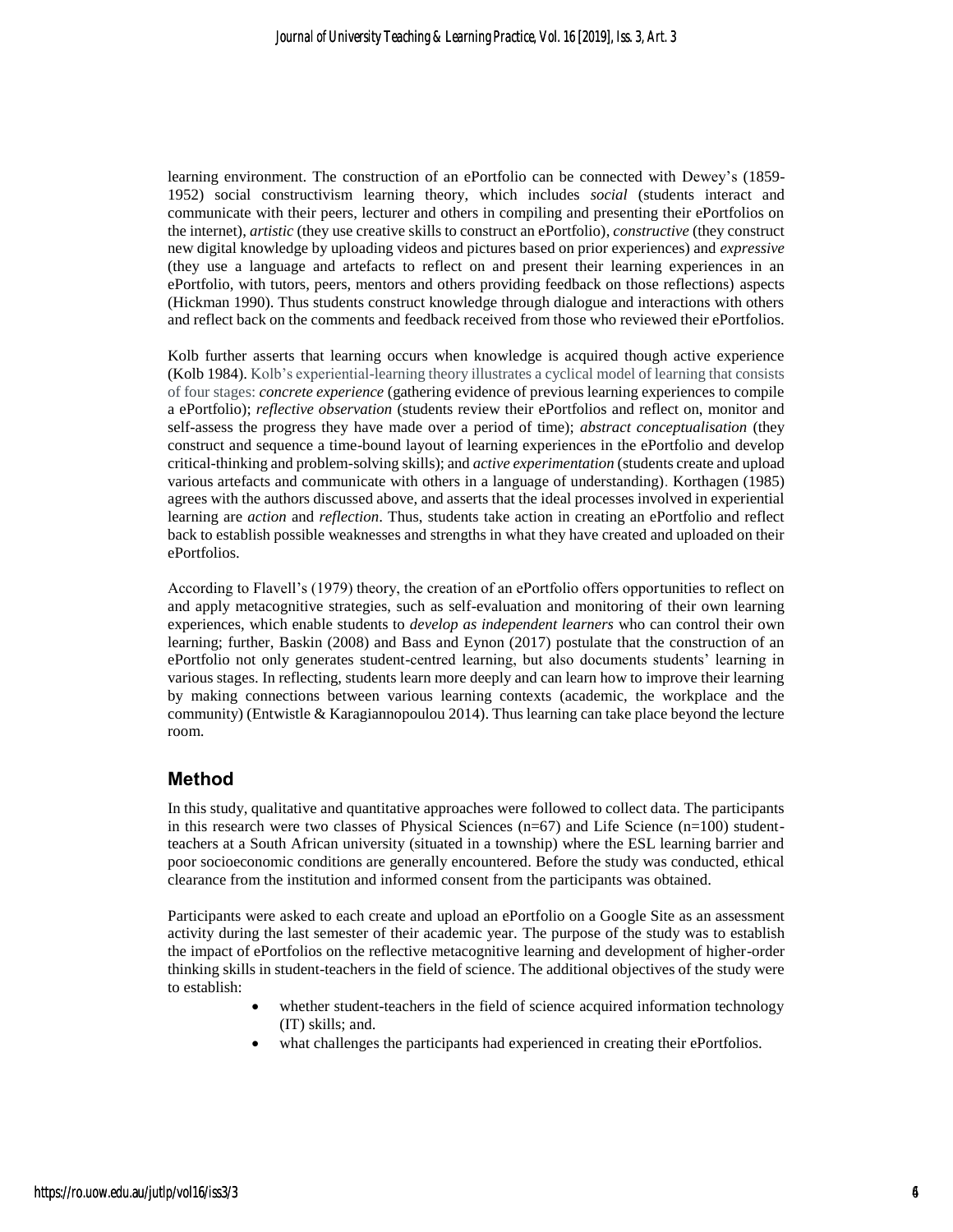learning environment. The construction of an ePortfolio can be connected with Dewey's (1859-1952) social constructivism learning theory, which includes *social* (students interact and communicate with their peers, lecturer and others in compiling and presenting their ePortfolios on the internet), *artistic* (they use creative skills to construct an ePortfolio), *constructive* (they construct new digital knowledge by uploading videos and pictures based on prior experiences) and *expressive* (they use a language and artefacts to reflect on and present their learning experiences in an ePortfolio, with tutors, peers, mentors and others providing feedback on those reflections) aspects (Hickman 1990). Thus students construct knowledge through dialogue and interactions with others and reflect back on the comments and feedback received from those who reviewed their ePortfolios.

Kolb further asserts that learning occurs when knowledge is acquired though active experience (Kolb 1984). Kolb's experiential-learning theory illustrates a cyclical model of learning that consists of four stages: *concrete experience* (gathering evidence of previous learning experiences to compile a ePortfolio); *reflective observation* (students review their ePortfolios and reflect on, monitor and self-assess the progress they have made over a period of time); *abstract conceptualisation* (they construct and sequence a time-bound layout of learning experiences in the ePortfolio and develop critical-thinking and problem-solving skills); and *active experimentation* (students create and upload various artefacts and communicate with others in a language of understanding). Korthagen (1985) agrees with the authors discussed above, and asserts that the ideal processes involved in experiential learning are *action* and *reflection*. Thus, students take action in creating an ePortfolio and reflect back to establish possible weaknesses and strengths in what they have created and uploaded on their ePortfolios.

According to Flavell's (1979) theory, the creation of an ePortfolio offers opportunities to reflect on and apply metacognitive strategies, such as self-evaluation and monitoring of their own learning experiences, which enable students to *develop as independent learners* who can control their own learning; further, Baskin (2008) and Bass and Eynon (2017) postulate that the construction of an ePortfolio not only generates student-centred learning, but also documents students' learning in various stages. In reflecting, students learn more deeply and can learn how to improve their learning by making connections between various learning contexts (academic, the workplace and the community) (Entwistle & Karagiannopoulou 2014). Thus learning can take place beyond the lecture room.

## Method

In this study, qualitative and quantitative approaches were followed to collect data. The participants in this research were two classes of Physical Sciences (n=67) and Life Science (n=100) student-teachers at a South African university (situated in a township) where the ESL learning barrier and poor socioeconomic conditions are generally encountered. Before the study was conducted, ethical clearance from the institution and informed consent from the participants was obtained.

Participants were asked to each create and upload an ePortfolio on a Google Site as an assessment activity during the last semester of their academic year. The purpose of the study was to establish the impact of ePortfolios on the reflective metacognitive learning and development of higher-order thinking skills in student-teachers in the field of science. The additional objectives of the study were to establish:

- whether student-teachers in the field of science acquired information technology (IT) skills; and.
- what challenges the participants had experienced in creating their ePortfolios.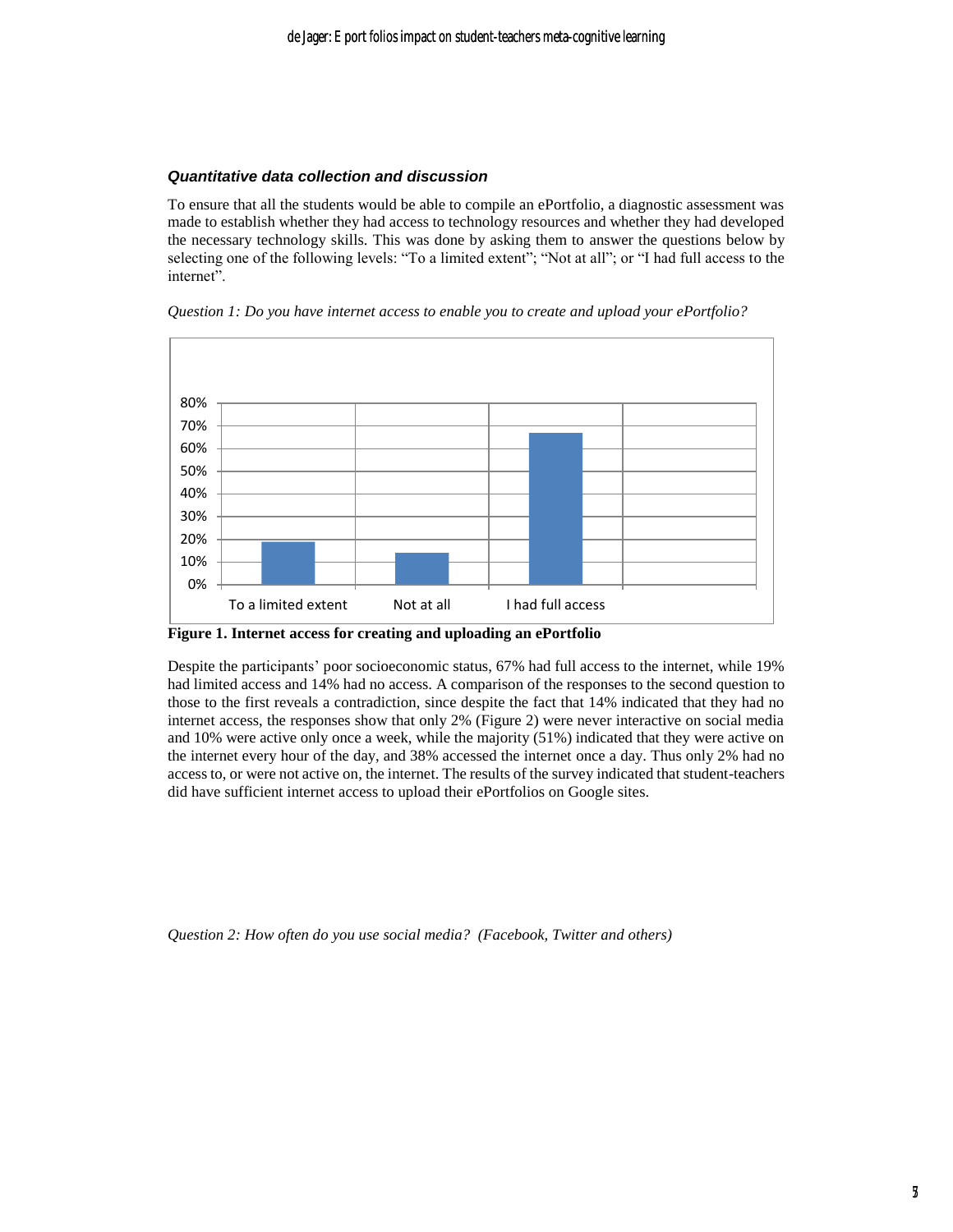### *Quantitative data collection and discussion*

To ensure that all the students would be able to compile an ePortfolio, a diagnostic assessment was made to establish whether they had access to technology resources and whether they had developed the necessary technology skills. This was done by asking them to answer the questions below by selecting one of the following levels: "To a limited extent"; "Not at all"; or "I had full access to the internet".

*Question 1: Do you have internet access to enable you to create and upload your ePortfolio?*

**Figure 1. Internet access for creating and uploading an ePortfolio**

Despite the participants' poor socioeconomic status, 67% had full access to the internet, while 19% had limited access and 14% had no access. A comparison of the responses to the second question to those to the first reveals a contradiction, since despite the fact that 14% indicated that they had no internet access, the responses show that only 2% (Figure 2) were never interactive on social media and 10% were active only once a week, while the majority (51%) indicated that they were active on the internet every hour of the day, and 38% accessed the internet once a day. Thus only 2% had no access to, or were not active on, the internet. The results of the survey indicated that student-teachers did have sufficient internet access to upload their ePortfolios on Google sites.

*Question 2: How often do you use social media? (Facebook, Twitter and others)*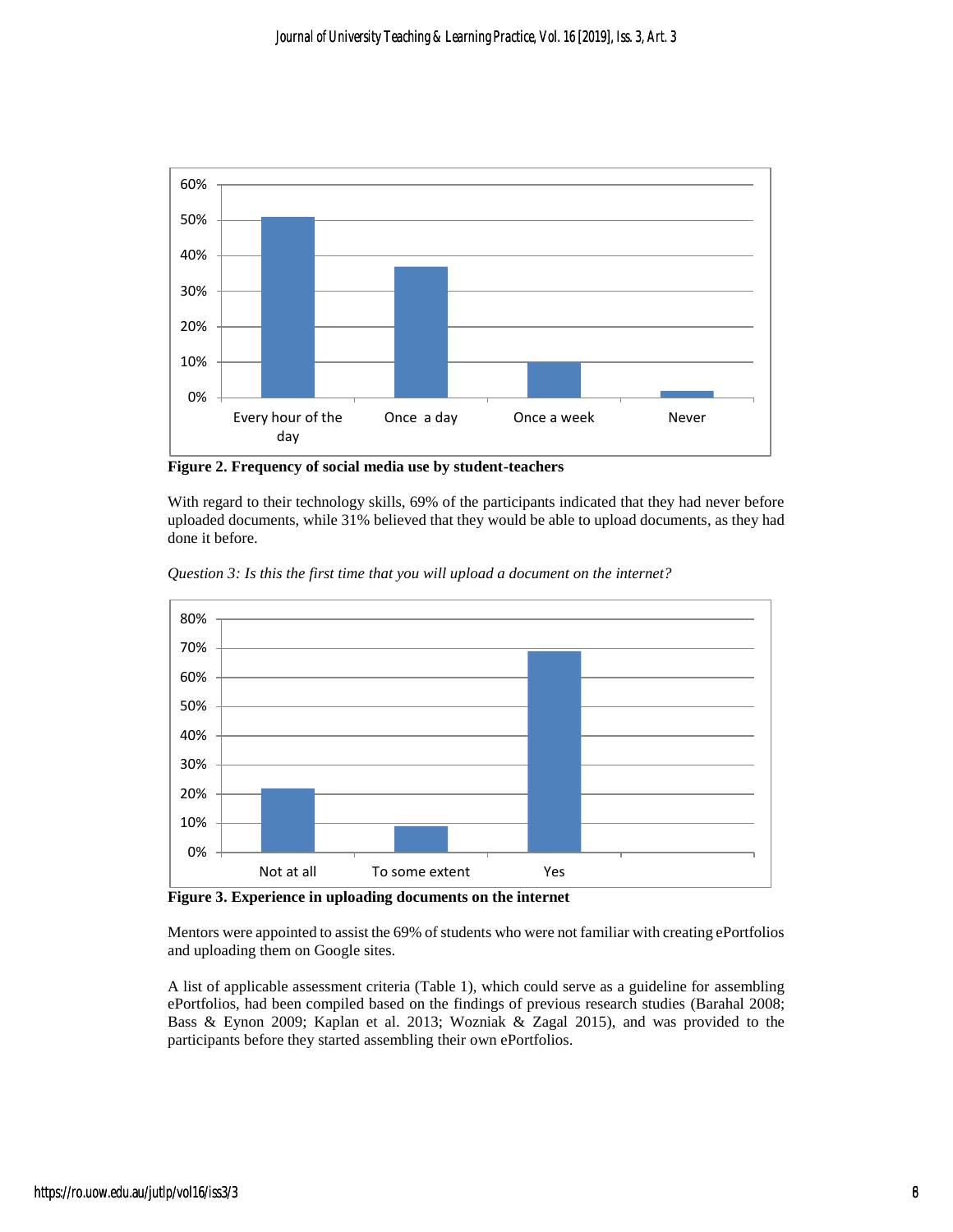**Figure 2. Frequency of social media use by student-teachers**

With regard to their technology skills, 69% of the participants indicated that they had never before uploaded documents, while 31% believed that they would be able to upload documents, as they had done it before.

*Question 3: Is this the first time that you will upload a document on the internet?*

**Figure 3. Experience in uploading documents on the internet**

Mentors were appointed to assist the 69% of students who were not familiar with creating ePortfolios and uploading them on Google sites.

A list of applicable assessment criteria (Table 1), which could serve as a guideline for assembling ePortfolios, had been compiled based on the findings of previous research studies (Barahal 2008; Bass & Eynon 2009; Kaplan et al. 2013; Wozniak & Zagal 2015), and was provided to the participants before they started assembling their own ePortfolios.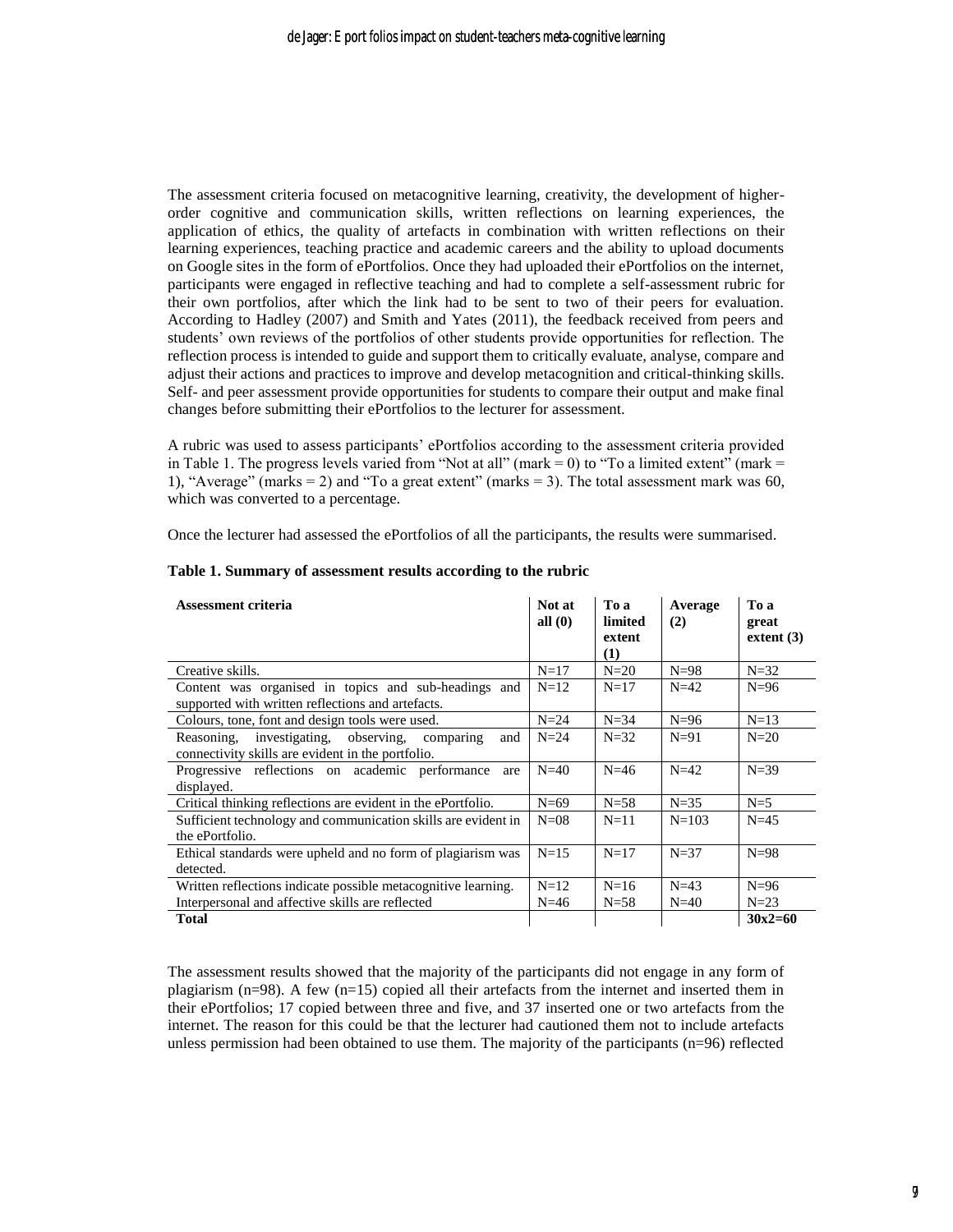The assessment criteria focused on metacognitive learning, creativity, the development of higher-order cognitive and communication skills, written reflections on learning experiences, the application of ethics, the quality of artefacts in combination with written reflections on their learning experiences, teaching practice and academic careers and the ability to upload documents on Google sites in the form of ePortfolios. Once they had uploaded their ePortfolios on the internet, participants were engaged in reflective teaching and had to complete a self-assessment rubric for their own portfolios, after which the link had to be sent to two of their peers for evaluation. According to Hadley (2007) and Smith and Yates (2011), the feedback received from peers and students' own reviews of the portfolios of other students provide opportunities for reflection. The reflection process is intended to guide and support them to critically evaluate, analyse, compare and adjust their actions and practices to improve and develop metacognition and critical-thinking skills. Self- and peer assessment provide opportunities for students to compare their output and make final changes before submitting their ePortfolios to the lecturer for assessment.

A rubric was used to assess participants' ePortfolios according to the assessment criteria provided in Table 1. The progress levels varied from "Not at all" (mark = 0) to "To a limited extent" (mark = 1), "Average" (marks = 2) and "To a great extent" (marks = 3). The total assessment mark was 60, which was converted to a percentage.

Once the lecturer had assessed the ePortfolios of all the participants, the results were summarised.

**Table 1. Summary of assessment results according to the rubric**

| Assessment criteria | Not at all (0) | To a limited extent (1) | Average (2) | To a great extent (3) |
|---|---|---|---|---|
| Creative skills. | N=17 | N=20 | N=98 | N=32 |
| Content was organised in topics and sub-headings and supported with written reflections and artefacts. | N=12 | N=17 | N=42 | N=96 |
| Colours, tone, font and design tools were used. | N=24 | N=34 | N=96 | N=13 |
| Reasoning, investigating, observing, comparing and connectivity skills are evident in the portfolio. | N=24 | N=32 | N=91 | N=20 |
| Progressive reflections on academic performance are displayed. | N=40 | N=46 | N=42 | N=39 |
| Critical thinking reflections are evident in the ePortfolio. | N=69 | N=58 | N=35 | N=5 |
| Sufficient technology and communication skills are evident in the ePortfolio. | N=08 | N=11 | N=103 | N=45 |
| Ethical standards were upheld and no form of plagiarism was detected. | N=15 | N=17 | N=37 | N=98 |
| Written reflections indicate possible metacognitive learning. | N=12 | N=16 | N=43 | N=96 |
| Interpersonal and affective skills are reflected | N=46 | N=58 | N=40 | N=23 |
| **Total** | | | | **30x2=60** |

The assessment results showed that the majority of the participants did not engage in any form of plagiarism (n=98). A few (n=15) copied all their artefacts from the internet and inserted them in their ePortfolios; 17 copied between three and five, and 37 inserted one or two artefacts from the internet. The reason for this could be that the lecturer had cautioned them not to include artefacts unless permission had been obtained to use them. The majority of the participants (n=96) reflected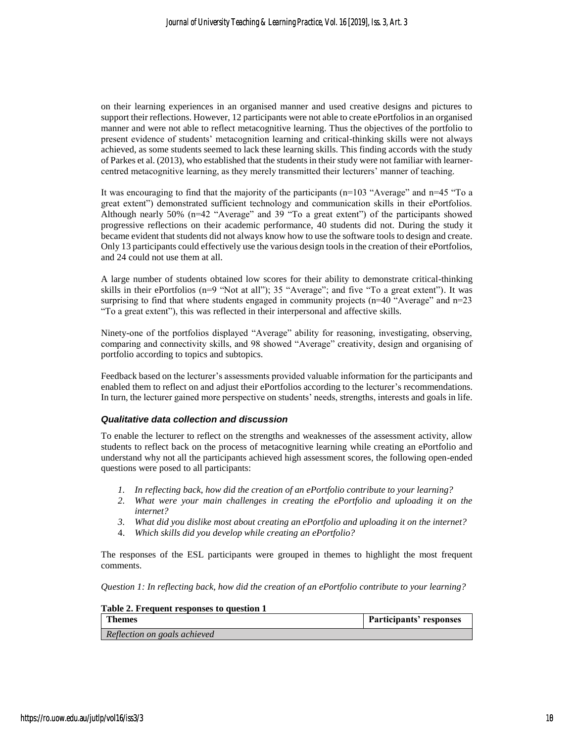on their learning experiences in an organised manner and used creative designs and pictures to support their reflections. However, 12 participants were not able to create ePortfolios in an organised manner and were not able to reflect metacognitive learning. Thus the objectives of the portfolio to present evidence of students' metacognition learning and critical-thinking skills were not always achieved, as some students seemed to lack these learning skills. This finding accords with the study of Parkes et al. (2013), who established that the students in their study were not familiar with learner-centred metacognitive learning, as they merely transmitted their lecturers' manner of teaching.

It was encouraging to find that the majority of the participants (n=103 "Average" and n=45 "To a great extent") demonstrated sufficient technology and communication skills in their ePortfolios. Although nearly 50% (n=42 "Average" and 39 "To a great extent") of the participants showed progressive reflections on their academic performance, 40 students did not. During the study it became evident that students did not always know how to use the software tools to design and create. Only 13 participants could effectively use the various design tools in the creation of their ePortfolios, and 24 could not use them at all.

A large number of students obtained low scores for their ability to demonstrate critical-thinking skills in their ePortfolios (n=9 "Not at all"); 35 "Average"; and five "To a great extent"). It was surprising to find that where students engaged in community projects (n=40 "Average" and n=23 "To a great extent"), this was reflected in their interpersonal and affective skills.

Ninety-one of the portfolios displayed "Average" ability for reasoning, investigating, observing, comparing and connectivity skills, and 98 showed "Average" creativity, design and organising of portfolio according to topics and subtopics.

Feedback based on the lecturer's assessments provided valuable information for the participants and enabled them to reflect on and adjust their ePortfolios according to the lecturer's recommendations. In turn, the lecturer gained more perspective on students' needs, strengths, interests and goals in life.

### *Qualitative data collection and discussion*

To enable the lecturer to reflect on the strengths and weaknesses of the assessment activity, allow students to reflect back on the process of metacognitive learning while creating an ePortfolio and understand why not all the participants achieved high assessment scores, the following open-ended questions were posed to all participants:

1. *In reflecting back, how did the creation of an ePortfolio contribute to your learning?*
2. *What were your main challenges in creating the ePortfolio and uploading it on the internet?*
3. *What did you dislike most about creating an ePortfolio and uploading it on the internet?*
4. *Which skills did you develop while creating an ePortfolio?*

The responses of the ESL participants were grouped in themes to highlight the most frequent comments.

*Question 1: In reflecting back, how did the creation of an ePortfolio contribute to your learning?*

**Table 2. Frequent responses to question 1**

| Themes | Participants' responses |
|---|---|
| *Reflection on goals achieved* | |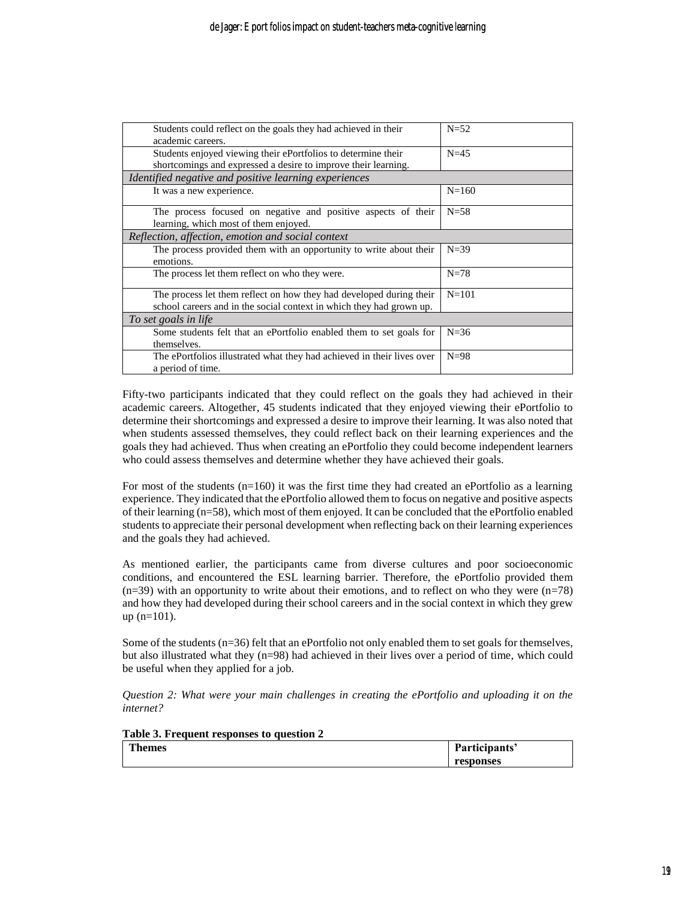| | |
|---|---|
| Students could reflect on the goals they had achieved in their academic careers. | N=52 |
| Students enjoyed viewing their ePortfolios to determine their shortcomings and expressed a desire to improve their learning. | N=45 |
| *Identified negative and positive learning experiences* | |
| It was a new experience. | N=160 |
| The process focused on negative and positive aspects of their learning, which most of them enjoyed. | N=58 |
| *Reflection, affection, emotion and social context* | |
| The process provided them with an opportunity to write about their emotions. | N=39 |
| The process let them reflect on who they were. | N=78 |
| The process let them reflect on how they had developed during their school careers and in the social context in which they had grown up. | N=101 |
| *To set goals in life* | |
| Some students felt that an ePortfolio enabled them to set goals for themselves. | N=36 |
| The ePortfolios illustrated what they had achieved in their lives over a period of time. | N=98 |

Fifty-two participants indicated that they could reflect on the goals they had achieved in their academic careers. Altogether, 45 students indicated that they enjoyed viewing their ePortfolio to determine their shortcomings and expressed a desire to improve their learning. It was also noted that when students assessed themselves, they could reflect back on their learning experiences and the goals they had achieved. Thus when creating an ePortfolio they could become independent learners who could assess themselves and determine whether they have achieved their goals.

For most of the students (n=160) it was the first time they had created an ePortfolio as a learning experience. They indicated that the ePortfolio allowed them to focus on negative and positive aspects of their learning (n=58), which most of them enjoyed. It can be concluded that the ePortfolio enabled students to appreciate their personal development when reflecting back on their learning experiences and the goals they had achieved.

As mentioned earlier, the participants came from diverse cultures and poor socioeconomic conditions, and encountered the ESL learning barrier. Therefore, the ePortfolio provided them (n=39) with an opportunity to write about their emotions, and to reflect on who they were (n=78) and how they had developed during their school careers and in the social context in which they grew up (n=101).

Some of the students (n=36) felt that an ePortfolio not only enabled them to set goals for themselves, but also illustrated what they (n=98) had achieved in their lives over a period of time, which could be useful when they applied for a job.

*Question 2: What were your main challenges in creating the ePortfolio and uploading it on the internet?*

**Table 3. Frequent responses to question 2**

| **Themes** | **Participants' responses** |
|---|---|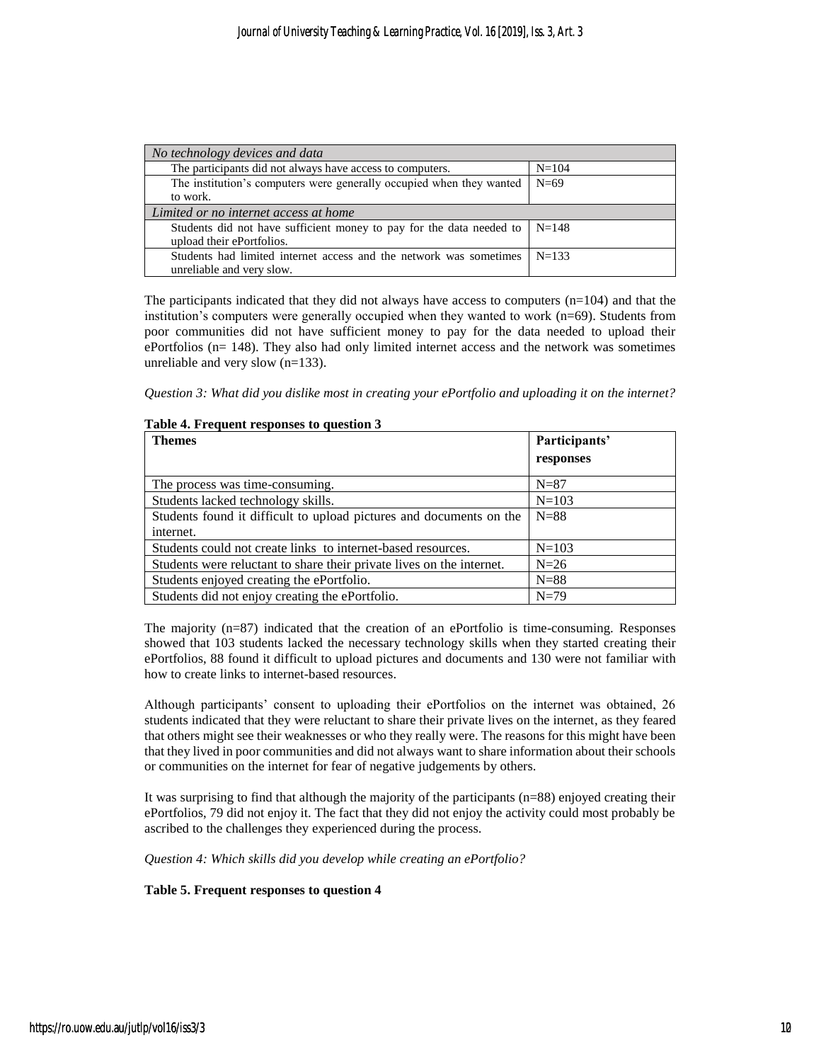| No technology devices and data | |
|---|---|
| The participants did not always have access to computers. | N=104 |
| The institution's computers were generally occupied when they wanted to work. | N=69 |
| *Limited or no internet access at home* | |
| Students did not have sufficient money to pay for the data needed to upload their ePortfolios. | N=148 |
| Students had limited internet access and the network was sometimes unreliable and very slow. | N=133 |

The participants indicated that they did not always have access to computers (n=104) and that the institution's computers were generally occupied when they wanted to work (n=69). Students from poor communities did not have sufficient money to pay for the data needed to upload their ePortfolios (n= 148). They also had only limited internet access and the network was sometimes unreliable and very slow (n=133).

*Question 3: What did you dislike most in creating your ePortfolio and uploading it on the internet?*

**Table 4. Frequent responses to question 3**

| Themes | Participants' responses |
|---|---|
| The process was time-consuming. | N=87 |
| Students lacked technology skills. | N=103 |
| Students found it difficult to upload pictures and documents on the internet. | N=88 |
| Students could not create links to internet-based resources. | N=103 |
| Students were reluctant to share their private lives on the internet. | N=26 |
| Students enjoyed creating the ePortfolio. | N=88 |
| Students did not enjoy creating the ePortfolio. | N=79 |

The majority (n=87) indicated that the creation of an ePortfolio is time-consuming. Responses showed that 103 students lacked the necessary technology skills when they started creating their ePortfolios, 88 found it difficult to upload pictures and documents and 130 were not familiar with how to create links to internet-based resources.

Although participants' consent to uploading their ePortfolios on the internet was obtained, 26 students indicated that they were reluctant to share their private lives on the internet, as they feared that others might see their weaknesses or who they really were. The reasons for this might have been that they lived in poor communities and did not always want to share information about their schools or communities on the internet for fear of negative judgements by others.

It was surprising to find that although the majority of the participants (n=88) enjoyed creating their ePortfolios, 79 did not enjoy it. The fact that they did not enjoy the activity could most probably be ascribed to the challenges they experienced during the process.

*Question 4: Which skills did you develop while creating an ePortfolio?*

**Table 5. Frequent responses to question 4**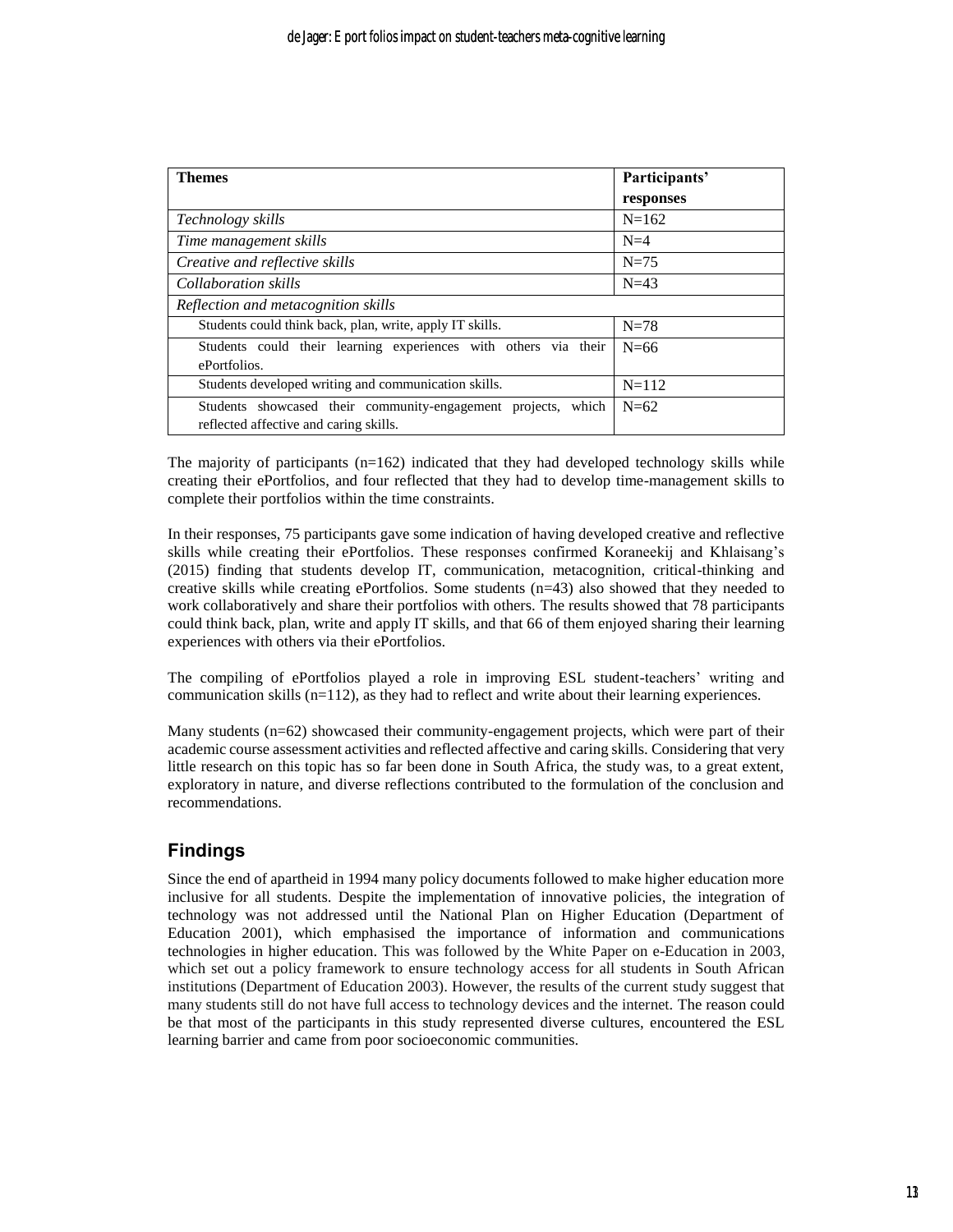| Themes | Participants' responses |
| --- | --- |
| *Technology skills* | N=162 |
| *Time management skills* | N=4 |
| *Creative and reflective skills* | N=75 |
| *Collaboration skills* | N=43 |
| *Reflection and metacognition skills* | |
| Students could think back, plan, write, apply IT skills. | N=78 |
| Students could their learning experiences with others via their ePortfolios. | N=66 |
| Students developed writing and communication skills. | N=112 |
| Students showcased their community-engagement projects, which reflected affective and caring skills. | N=62 |

The majority of participants (n=162) indicated that they had developed technology skills while creating their ePortfolios, and four reflected that they had to develop time-management skills to complete their portfolios within the time constraints.

In their responses, 75 participants gave some indication of having developed creative and reflective skills while creating their ePortfolios. These responses confirmed Koraneekij and Khlaisang's (2015) finding that students develop IT, communication, metacognition, critical-thinking and creative skills while creating ePortfolios. Some students (n=43) also showed that they needed to work collaboratively and share their portfolios with others. The results showed that 78 participants could think back, plan, write and apply IT skills, and that 66 of them enjoyed sharing their learning experiences with others via their ePortfolios.

The compiling of ePortfolios played a role in improving ESL student-teachers' writing and communication skills (n=112), as they had to reflect and write about their learning experiences.

Many students (n=62) showcased their community-engagement projects, which were part of their academic course assessment activities and reflected affective and caring skills. Considering that very little research on this topic has so far been done in South Africa, the study was, to a great extent, exploratory in nature, and diverse reflections contributed to the formulation of the conclusion and recommendations.

## Findings

Since the end of apartheid in 1994 many policy documents followed to make higher education more inclusive for all students. Despite the implementation of innovative policies, the integration of technology was not addressed until the National Plan on Higher Education (Department of Education 2001), which emphasised the importance of information and communications technologies in higher education. This was followed by the White Paper on e-Education in 2003, which set out a policy framework to ensure technology access for all students in South African institutions (Department of Education 2003). However, the results of the current study suggest that many students still do not have full access to technology devices and the internet. The reason could be that most of the participants in this study represented diverse cultures, encountered the ESL learning barrier and came from poor socioeconomic communities.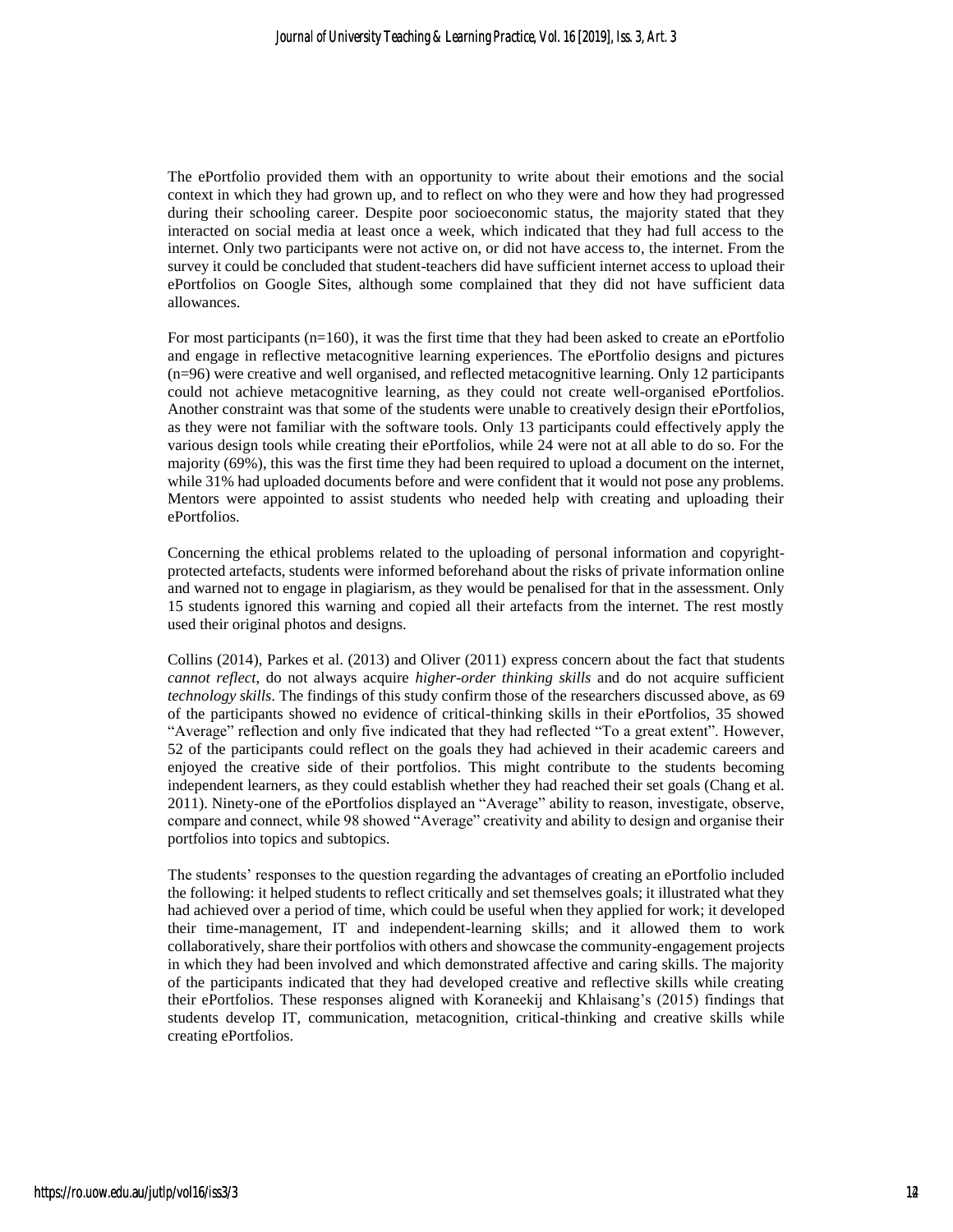The ePortfolio provided them with an opportunity to write about their emotions and the social context in which they had grown up, and to reflect on who they were and how they had progressed during their schooling career. Despite poor socioeconomic status, the majority stated that they interacted on social media at least once a week, which indicated that they had full access to the internet. Only two participants were not active on, or did not have access to, the internet. From the survey it could be concluded that student-teachers did have sufficient internet access to upload their ePortfolios on Google Sites, although some complained that they did not have sufficient data allowances.

For most participants (n=160), it was the first time that they had been asked to create an ePortfolio and engage in reflective metacognitive learning experiences. The ePortfolio designs and pictures (n=96) were creative and well organised, and reflected metacognitive learning. Only 12 participants could not achieve metacognitive learning, as they could not create well-organised ePortfolios. Another constraint was that some of the students were unable to creatively design their ePortfolios, as they were not familiar with the software tools. Only 13 participants could effectively apply the various design tools while creating their ePortfolios, while 24 were not at all able to do so. For the majority (69%), this was the first time they had been required to upload a document on the internet, while 31% had uploaded documents before and were confident that it would not pose any problems. Mentors were appointed to assist students who needed help with creating and uploading their ePortfolios.

Concerning the ethical problems related to the uploading of personal information and copyright-protected artefacts, students were informed beforehand about the risks of private information online and warned not to engage in plagiarism, as they would be penalised for that in the assessment. Only 15 students ignored this warning and copied all their artefacts from the internet. The rest mostly used their original photos and designs.

Collins (2014), Parkes et al. (2013) and Oliver (2011) express concern about the fact that students *cannot reflect*, do not always acquire *higher-order thinking skills* and do not acquire sufficient *technology skills*. The findings of this study confirm those of the researchers discussed above, as 69 of the participants showed no evidence of critical-thinking skills in their ePortfolios, 35 showed "Average" reflection and only five indicated that they had reflected "To a great extent". However, 52 of the participants could reflect on the goals they had achieved in their academic careers and enjoyed the creative side of their portfolios. This might contribute to the students becoming independent learners, as they could establish whether they had reached their set goals (Chang et al. 2011). Ninety-one of the ePortfolios displayed an "Average" ability to reason, investigate, observe, compare and connect, while 98 showed "Average" creativity and ability to design and organise their portfolios into topics and subtopics.

The students' responses to the question regarding the advantages of creating an ePortfolio included the following: it helped students to reflect critically and set themselves goals; it illustrated what they had achieved over a period of time, which could be useful when they applied for work; it developed their time-management, IT and independent-learning skills; and it allowed them to work collaboratively, share their portfolios with others and showcase the community-engagement projects in which they had been involved and which demonstrated affective and caring skills. The majority of the participants indicated that they had developed creative and reflective skills while creating their ePortfolios. These responses aligned with Koraneekij and Khlaisang's (2015) findings that students develop IT, communication, metacognition, critical-thinking and creative skills while creating ePortfolios.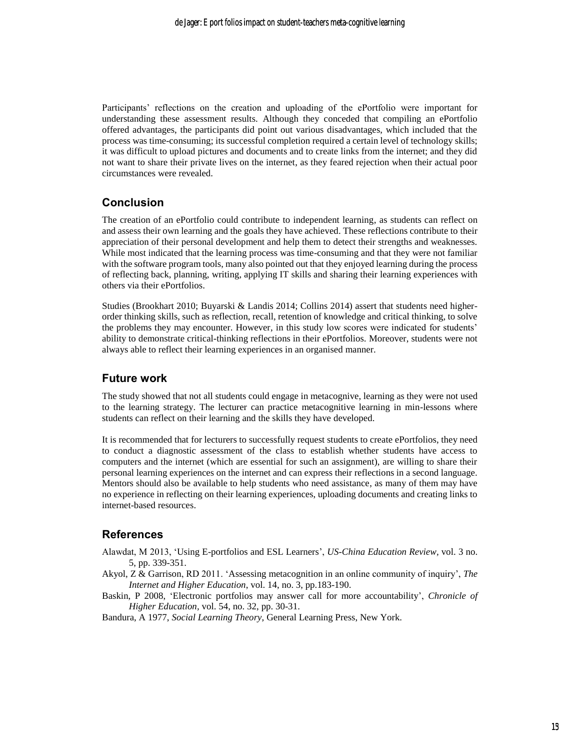Participants' reflections on the creation and uploading of the ePortfolio were important for understanding these assessment results. Although they conceded that compiling an ePortfolio offered advantages, the participants did point out various disadvantages, which included that the process was time-consuming; its successful completion required a certain level of technology skills; it was difficult to upload pictures and documents and to create links from the internet; and they did not want to share their private lives on the internet, as they feared rejection when their actual poor circumstances were revealed.

## Conclusion

The creation of an ePortfolio could contribute to independent learning, as students can reflect on and assess their own learning and the goals they have achieved. These reflections contribute to their appreciation of their personal development and help them to detect their strengths and weaknesses. While most indicated that the learning process was time-consuming and that they were not familiar with the software program tools, many also pointed out that they enjoyed learning during the process of reflecting back, planning, writing, applying IT skills and sharing their learning experiences with others via their ePortfolios.

Studies (Brookhart 2010; Buyarski & Landis 2014; Collins 2014) assert that students need higher-order thinking skills, such as reflection, recall, retention of knowledge and critical thinking, to solve the problems they may encounter. However, in this study low scores were indicated for students' ability to demonstrate critical-thinking reflections in their ePortfolios. Moreover, students were not always able to reflect their learning experiences in an organised manner.

## Future work

The study showed that not all students could engage in metacognive, learning as they were not used to the learning strategy. The lecturer can practice metacognitive learning in min-lessons where students can reflect on their learning and the skills they have developed.

It is recommended that for lecturers to successfully request students to create ePortfolios, they need to conduct a diagnostic assessment of the class to establish whether students have access to computers and the internet (which are essential for such an assignment), are willing to share their personal learning experiences on the internet and can express their reflections in a second language. Mentors should also be available to help students who need assistance, as many of them may have no experience in reflecting on their learning experiences, uploading documents and creating links to internet-based resources.

## References

Alawdat, M 2013, 'Using E-portfolios and ESL Learners', *US-China Education Review*, vol. 3 no. 5, pp. 339-351.

Akyol, Z & Garrison, RD 2011. 'Assessing metacognition in an online community of inquiry', *The Internet and Higher Education*, vol. 14, no. 3, pp.183-190.

Baskin, P 2008, 'Electronic portfolios may answer call for more accountability', *Chronicle of Higher Education*, vol. 54, no. 32, pp. 30-31.

Bandura, A 1977, *Social Learning Theory*, General Learning Press, New York.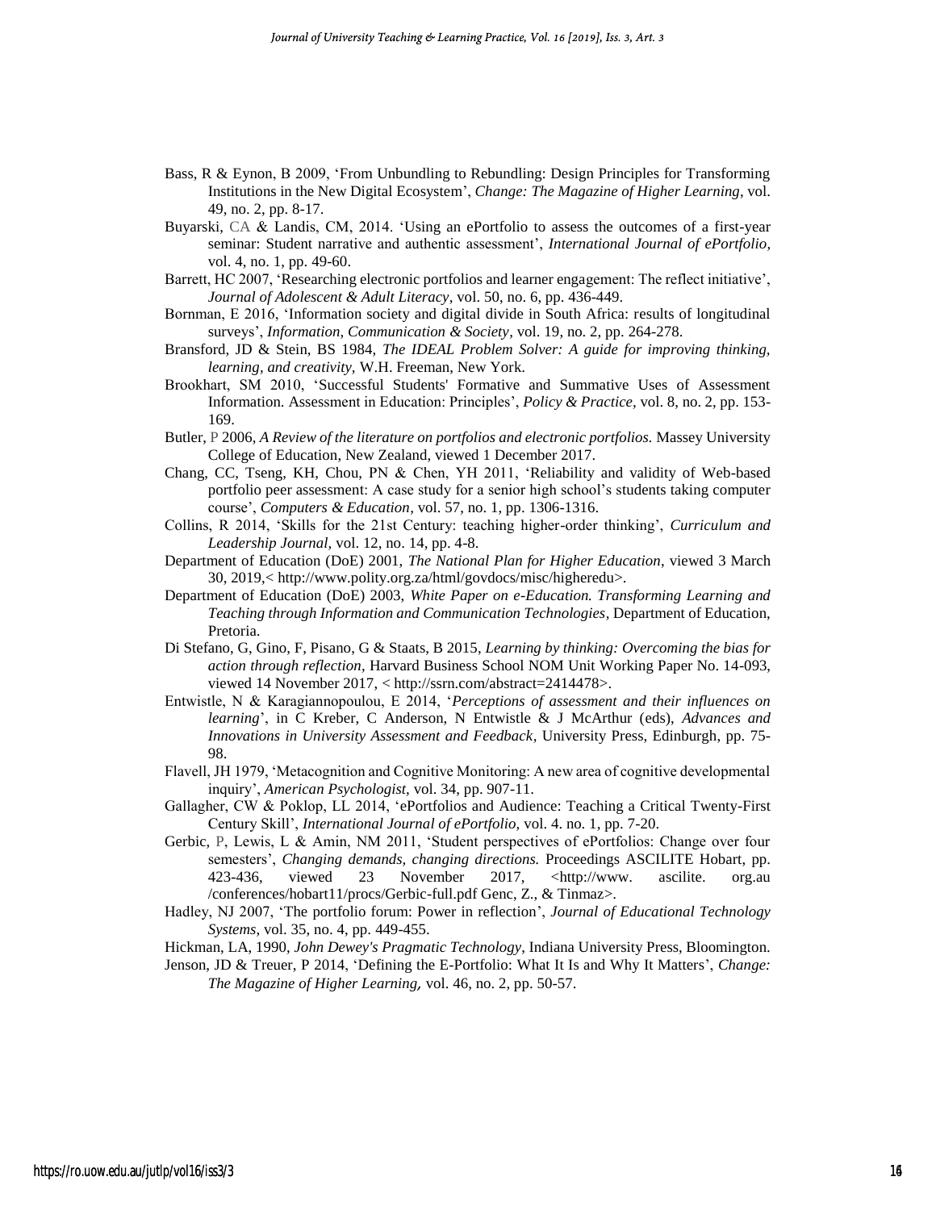Bass, R & Eynon, B 2009, 'From Unbundling to Rebundling: Design Principles for Transforming Institutions in the New Digital Ecosystem', *Change: The Magazine of Higher Learning,* vol. 49, no. 2, pp. 8-17.

Buyarski, CA & Landis, CM, 2014. 'Using an ePortfolio to assess the outcomes of a first-year seminar: Student narrative and authentic assessment', *International Journal of ePortfolio,* vol. 4, no. 1, pp. 49-60.

Barrett, HC 2007, 'Researching electronic portfolios and learner engagement: The reflect initiative', *Journal of Adolescent & Adult Literacy,* vol. 50, no. 6, pp. 436-449.

Bornman, E 2016, 'Information society and digital divide in South Africa: results of longitudinal surveys', *Information, Communication & Society,* vol. 19, no. 2, pp. 264-278.

Bransford, JD & Stein, BS 1984, *The IDEAL Problem Solver: A guide for improving thinking, learning, and creativity,* W.H. Freeman, New York.

Brookhart, SM 2010, 'Successful Students' Formative and Summative Uses of Assessment Information. Assessment in Education: Principles', *Policy & Practice,* vol. 8, no. 2, pp. 153-169.

Butler, P 2006, *A Review of the literature on portfolios and electronic portfolios.* Massey University College of Education, New Zealand, viewed 1 December 2017.

Chang, CC, Tseng, KH, Chou, PN & Chen, YH 2011, 'Reliability and validity of Web-based portfolio peer assessment: A case study for a senior high school's students taking computer course', *Computers & Education,* vol. 57, no. 1, pp. 1306-1316.

Collins, R 2014, 'Skills for the 21st Century: teaching higher-order thinking', *Curriculum and Leadership Journal,* vol. 12, no. 14, pp. 4-8.

Department of Education (DoE) 2001, *The National Plan for Higher Education,* viewed 3 March 30, 2019,< http://www.polity.org.za/html/govdocs/misc/higheredu>.

Department of Education (DoE) 2003, *White Paper on e-Education. Transforming Learning and Teaching through Information and Communication Technologies,* Department of Education, Pretoria.

Di Stefano, G, Gino, F, Pisano, G & Staats, B 2015, *Learning by thinking: Overcoming the bias for action through reflection,* Harvard Business School NOM Unit Working Paper No. 14-093, viewed 14 November 2017, < http://ssrn.com/abstract=2414478>.

Entwistle, N & Karagiannopoulou, E 2014, '*Perceptions of assessment and their influences on learning*', in C Kreber, C Anderson, N Entwistle & J McArthur (eds), *Advances and Innovations in University Assessment and Feedback,* University Press, Edinburgh, pp. 75-98.

Flavell, JH 1979, 'Metacognition and Cognitive Monitoring: A new area of cognitive developmental inquiry', *American Psychologist,* vol. 34, pp. 907-11.

Gallagher, CW & Poklop, LL 2014, 'ePortfolios and Audience: Teaching a Critical Twenty-First Century Skill', *International Journal of ePortfolio,* vol. 4. no. 1, pp. 7-20.

Gerbic, P, Lewis, L & Amin, NM 2011, 'Student perspectives of ePortfolios: Change over four semesters', *Changing demands, changing directions.* Proceedings ASCILITE Hobart, pp. 423-436, viewed 23 November 2017, <http://www. ascilite. org.au /conferences/hobart11/procs/Gerbic-full.pdf Genc, Z., & Tinmaz>.

Hadley, NJ 2007, 'The portfolio forum: Power in reflection', *Journal of Educational Technology Systems,* vol. 35, no. 4, pp. 449-455.

Hickman, LA, 1990, *John Dewey's Pragmatic Technology,* Indiana University Press, Bloomington.

Jenson, JD & Treuer, P 2014, 'Defining the E-Portfolio: What It Is and Why It Matters', *Change: The Magazine of Higher Learning,* vol. 46, no. 2, pp. 50-57.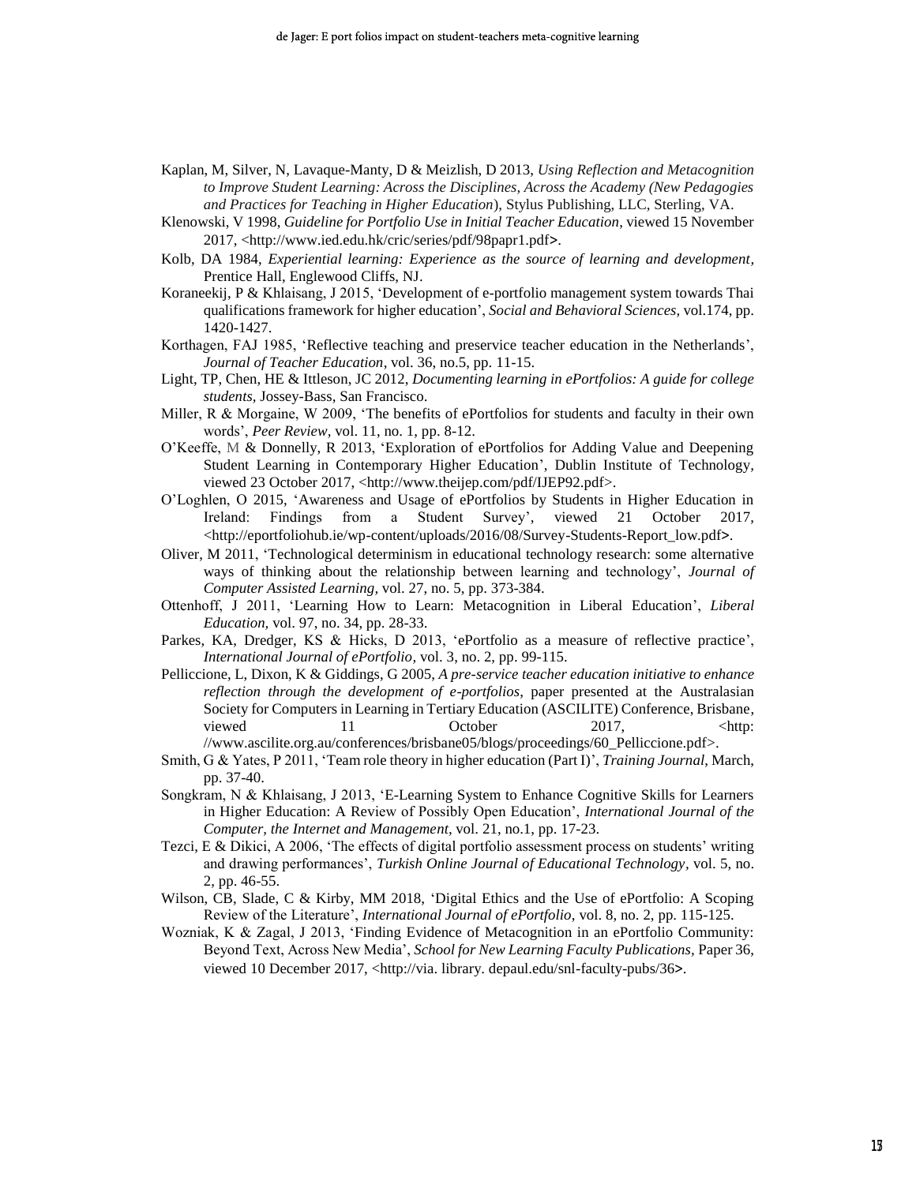Kaplan, M, Silver, N, Lavaque-Manty, D & Meizlish, D 2013, *Using Reflection and Metacognition to Improve Student Learning: Across the Disciplines, Across the Academy (New Pedagogies and Practices for Teaching in Higher Education*), Stylus Publishing, LLC, Sterling, VA.

Klenowski, V 1998, *Guideline for Portfolio Use in Initial Teacher Education*, viewed 15 November 2017, <http://www.ied.edu.hk/cric/series/pdf/98papr1.pdf>.

Kolb, DA 1984, *Experiential learning: Experience as the source of learning and development*, Prentice Hall, Englewood Cliffs, NJ.

Koraneekij, P & Khlaisang, J 2015, 'Development of e-portfolio management system towards Thai qualifications framework for higher education', *Social and Behavioral Sciences,* vol.174, pp. 1420-1427.

Korthagen, FAJ 1985, 'Reflective teaching and preservice teacher education in the Netherlands', *Journal of Teacher Education*, vol. 36, no.5, pp. 11-15.

Light, TP, Chen, HE & Ittleson, JC 2012, *Documenting learning in ePortfolios: A guide for college students,* Jossey-Bass, San Francisco.

Miller, R & Morgaine, W 2009, 'The benefits of ePortfolios for students and faculty in their own words', *Peer Review,* vol. 11, no. 1, pp. 8-12.

O'Keeffe, M & Donnelly, R 2013, 'Exploration of ePortfolios for Adding Value and Deepening Student Learning in Contemporary Higher Education', Dublin Institute of Technology, viewed 23 October 2017, <http://www.theijep.com/pdf/IJEP92.pdf>.

O'Loghlen, O 2015, 'Awareness and Usage of ePortfolios by Students in Higher Education in Ireland: Findings from a Student Survey', viewed 21 October 2017, <http://eportfoliohub.ie/wp-content/uploads/2016/08/Survey-Students-Report_low.pdf>.

Oliver, M 2011, 'Technological determinism in educational technology research: some alternative ways of thinking about the relationship between learning and technology', *Journal of Computer Assisted Learning,* vol. 27, no. 5, pp. 373-384.

Ottenhoff, J 2011, 'Learning How to Learn: Metacognition in Liberal Education', *Liberal Education,* vol. 97, no. 34, pp. 28-33.

Parkes, KA, Dredger, KS & Hicks, D 2013, 'ePortfolio as a measure of reflective practice', *International Journal of ePortfolio,* vol. 3, no. 2, pp. 99-115.

Pelliccione, L, Dixon, K & Giddings, G 2005, *A pre-service teacher education initiative to enhance reflection through the development of e-portfolios*, paper presented at the Australasian Society for Computers in Learning in Tertiary Education (ASCILITE) Conference, Brisbane, viewed 11 October 2017, <http://www.ascilite.org.au/conferences/brisbane05/blogs/proceedings/60_Pelliccione.pdf>.

Smith, G & Yates, P 2011, 'Team role theory in higher education (Part I)', *Training Journal*, March, pp. 37-40.

Songkram, N & Khlaisang, J 2013, 'E-Learning System to Enhance Cognitive Skills for Learners in Higher Education: A Review of Possibly Open Education', *International Journal of the Computer, the Internet and Management,* vol. 21, no.1, pp. 17-23.

Tezci, E & Dikici, A 2006, 'The effects of digital portfolio assessment process on students' writing and drawing performances', *Turkish Online Journal of Educational Technology,* vol. 5, no. 2, pp. 46-55.

Wilson, CB, Slade, C & Kirby, MM 2018, 'Digital Ethics and the Use of ePortfolio: A Scoping Review of the Literature', *International Journal of ePortfolio*, vol. 8, no. 2, pp. 115-125.

Wozniak, K & Zagal, J 2013, 'Finding Evidence of Metacognition in an ePortfolio Community: Beyond Text, Across New Media', *School for New Learning Faculty Publications,* Paper 36, viewed 10 December 2017, <http://via. library. depaul.edu/snl-faculty-pubs/36>.